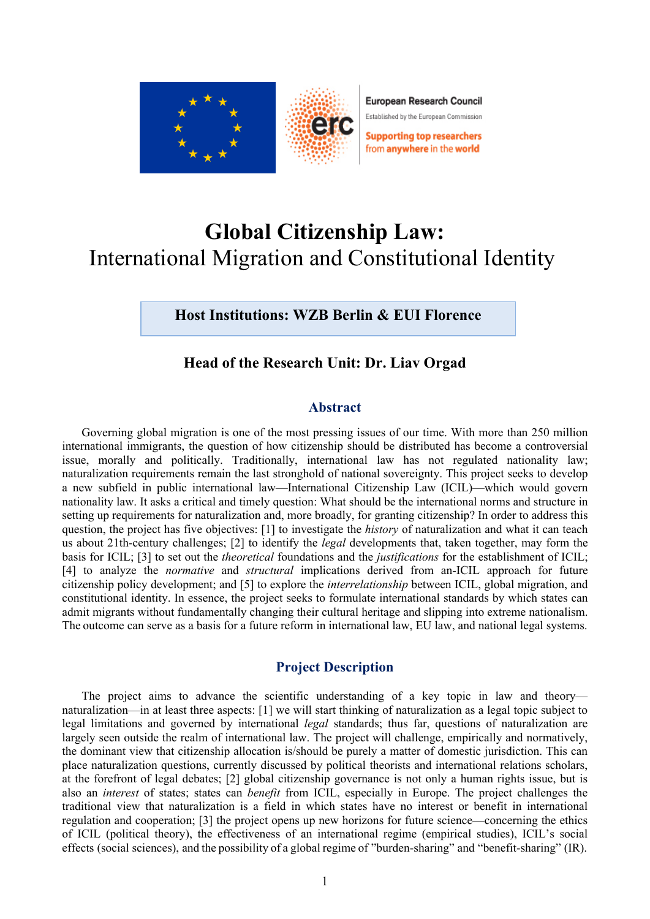European Research Council
Established by the European Commission
Supporting top researchers from anywhere in the world

# Global Citizenship Law:
## International Migration and Constitutional Identity

**Host Institutions: WZB Berlin & EUI Florence**

**Head of the Research Unit: Dr. Liav Orgad**

### Abstract

Governing global migration is one of the most pressing issues of our time. With more than 250 million international immigrants, the question of how citizenship should be distributed has become a controversial issue, morally and politically. Traditionally, international law has not regulated nationality law; naturalization requirements remain the last stronghold of national sovereignty. This project seeks to develop a new subfield in public international law—International Citizenship Law (ICIL)—which would govern nationality law. It asks a critical and timely question: What should be the international norms and structure in setting up requirements for naturalization and, more broadly, for granting citizenship? In order to address this question, the project has five objectives: [1] to investigate the *history* of naturalization and what it can teach us about 21th-century challenges; [2] to identify the *legal* developments that, taken together, may form the basis for ICIL; [3] to set out the *theoretical* foundations and the *justifications* for the establishment of ICIL; [4] to analyze the *normative* and *structural* implications derived from an-ICIL approach for future citizenship policy development; and [5] to explore the *interrelationship* between ICIL, global migration, and constitutional identity. In essence, the project seeks to formulate international standards by which states can admit migrants without fundamentally changing their cultural heritage and slipping into extreme nationalism. The outcome can serve as a basis for a future reform in international law, EU law, and national legal systems.

### Project Description

The project aims to advance the scientific understanding of a key topic in law and theory—naturalization—in at least three aspects: [1] we will start thinking of naturalization as a legal topic subject to legal limitations and governed by international *legal* standards; thus far, questions of naturalization are largely seen outside the realm of international law. The project will challenge, empirically and normatively, the dominant view that citizenship allocation is/should be purely a matter of domestic jurisdiction. This can place naturalization questions, currently discussed by political theorists and international relations scholars, at the forefront of legal debates; [2] global citizenship governance is not only a human rights issue, but is also an *interest* of states; states can *benefit* from ICIL, especially in Europe. The project challenges the traditional view that naturalization is a field in which states have no interest or benefit in international regulation and cooperation; [3] the project opens up new horizons for future science—concerning the ethics of ICIL (political theory), the effectiveness of an international regime (empirical studies), ICIL's social effects (social sciences), and the possibility of a global regime of "burden-sharing" and "benefit-sharing" (IR).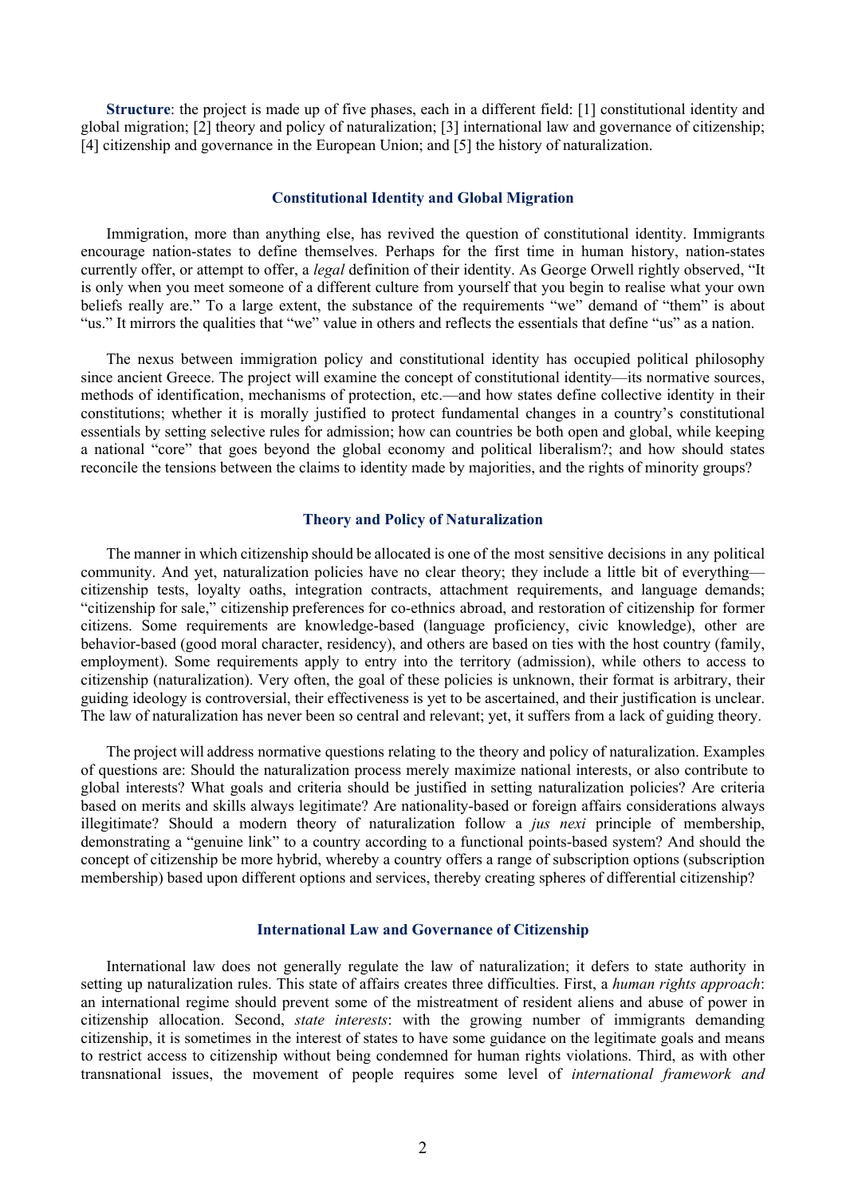**Structure**: the project is made up of five phases, each in a different field: [1] constitutional identity and global migration; [2] theory and policy of naturalization; [3] international law and governance of citizenship; [4] citizenship and governance in the European Union; and [5] the history of naturalization.

## Constitutional Identity and Global Migration

Immigration, more than anything else, has revived the question of constitutional identity. Immigrants encourage nation-states to define themselves. Perhaps for the first time in human history, nation-states currently offer, or attempt to offer, a *legal* definition of their identity. As George Orwell rightly observed, "It is only when you meet someone of a different culture from yourself that you begin to realise what your own beliefs really are." To a large extent, the substance of the requirements "we" demand of "them" is about "us." It mirrors the qualities that "we" value in others and reflects the essentials that define "us" as a nation.

The nexus between immigration policy and constitutional identity has occupied political philosophy since ancient Greece. The project will examine the concept of constitutional identity—its normative sources, methods of identification, mechanisms of protection, etc.—and how states define collective identity in their constitutions; whether it is morally justified to protect fundamental changes in a country's constitutional essentials by setting selective rules for admission; how can countries be both open and global, while keeping a national "core" that goes beyond the global economy and political liberalism?; and how should states reconcile the tensions between the claims to identity made by majorities, and the rights of minority groups?

## Theory and Policy of Naturalization

The manner in which citizenship should be allocated is one of the most sensitive decisions in any political community. And yet, naturalization policies have no clear theory; they include a little bit of everything—citizenship tests, loyalty oaths, integration contracts, attachment requirements, and language demands; "citizenship for sale," citizenship preferences for co-ethnics abroad, and restoration of citizenship for former citizens. Some requirements are knowledge-based (language proficiency, civic knowledge), other are behavior-based (good moral character, residency), and others are based on ties with the host country (family, employment). Some requirements apply to entry into the territory (admission), while others to access to citizenship (naturalization). Very often, the goal of these policies is unknown, their format is arbitrary, their guiding ideology is controversial, their effectiveness is yet to be ascertained, and their justification is unclear. The law of naturalization has never been so central and relevant; yet, it suffers from a lack of guiding theory.

The project will address normative questions relating to the theory and policy of naturalization. Examples of questions are: Should the naturalization process merely maximize national interests, or also contribute to global interests? What goals and criteria should be justified in setting naturalization policies? Are criteria based on merits and skills always legitimate? Are nationality-based or foreign affairs considerations always illegitimate? Should a modern theory of naturalization follow a *jus nexi* principle of membership, demonstrating a "genuine link" to a country according to a functional points-based system? And should the concept of citizenship be more hybrid, whereby a country offers a range of subscription options (subscription membership) based upon different options and services, thereby creating spheres of differential citizenship?

## International Law and Governance of Citizenship

International law does not generally regulate the law of naturalization; it defers to state authority in setting up naturalization rules. This state of affairs creates three difficulties. First, a *human rights approach*: an international regime should prevent some of the mistreatment of resident aliens and abuse of power in citizenship allocation. Second, *state interests*: with the growing number of immigrants demanding citizenship, it is sometimes in the interest of states to have some guidance on the legitimate goals and means to restrict access to citizenship without being condemned for human rights violations. Third, as with other transnational issues, the movement of people requires some level of *international framework and*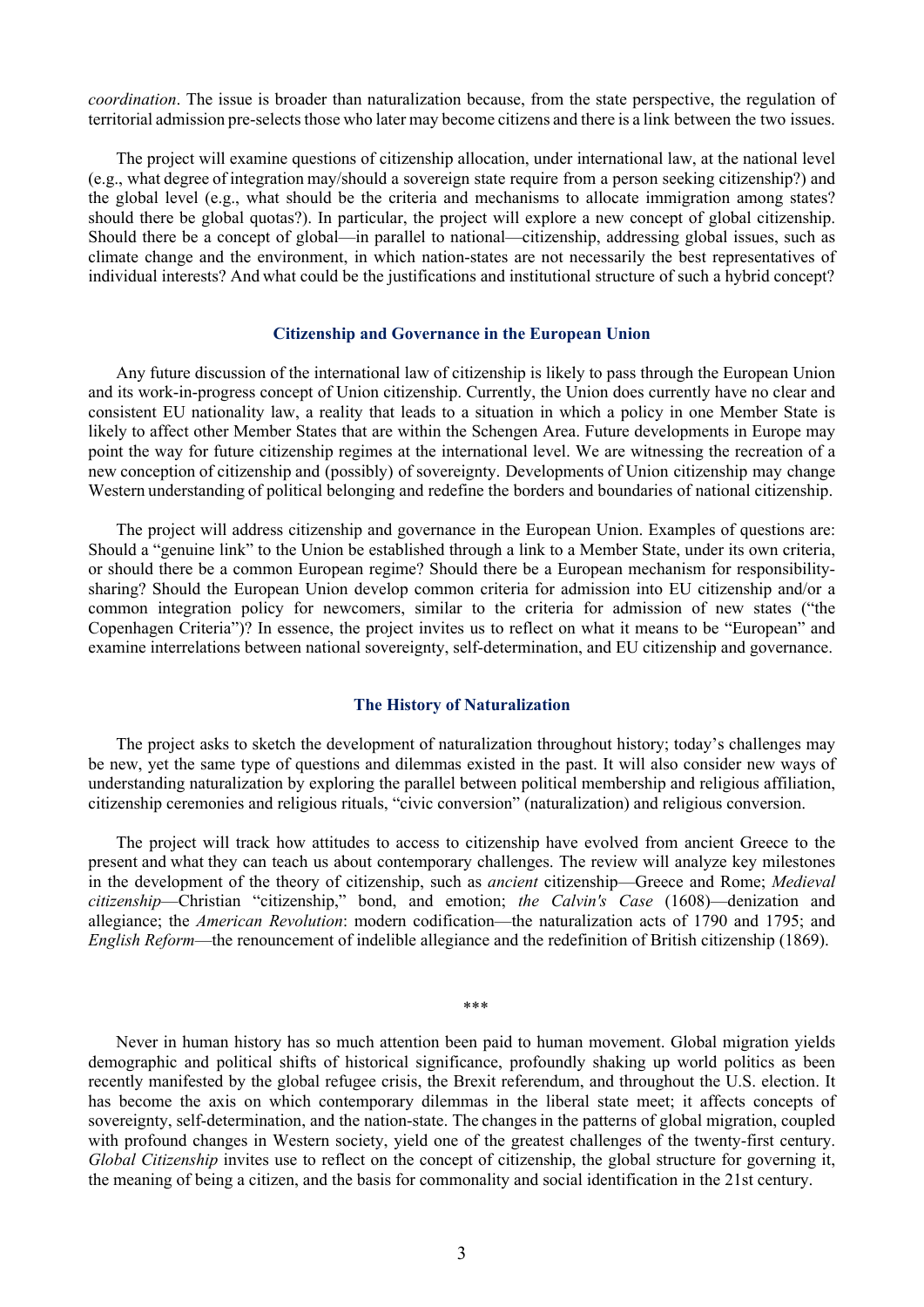*coordination*. The issue is broader than naturalization because, from the state perspective, the regulation of territorial admission pre-selects those who later may become citizens and there is a link between the two issues.

The project will examine questions of citizenship allocation, under international law, at the national level (e.g., what degree of integration may/should a sovereign state require from a person seeking citizenship?) and the global level (e.g., what should be the criteria and mechanisms to allocate immigration among states? should there be global quotas?). In particular, the project will explore a new concept of global citizenship. Should there be a concept of global—in parallel to national—citizenship, addressing global issues, such as climate change and the environment, in which nation-states are not necessarily the best representatives of individual interests? And what could be the justifications and institutional structure of such a hybrid concept?

## Citizenship and Governance in the European Union

Any future discussion of the international law of citizenship is likely to pass through the European Union and its work-in-progress concept of Union citizenship. Currently, the Union does currently have no clear and consistent EU nationality law, a reality that leads to a situation in which a policy in one Member State is likely to affect other Member States that are within the Schengen Area. Future developments in Europe may point the way for future citizenship regimes at the international level. We are witnessing the recreation of a new conception of citizenship and (possibly) of sovereignty. Developments of Union citizenship may change Western understanding of political belonging and redefine the borders and boundaries of national citizenship.

The project will address citizenship and governance in the European Union. Examples of questions are: Should a "genuine link" to the Union be established through a link to a Member State, under its own criteria, or should there be a common European regime? Should there be a European mechanism for responsibility-sharing? Should the European Union develop common criteria for admission into EU citizenship and/or a common integration policy for newcomers, similar to the criteria for admission of new states ("the Copenhagen Criteria")? In essence, the project invites us to reflect on what it means to be "European" and examine interrelations between national sovereignty, self-determination, and EU citizenship and governance.

## The History of Naturalization

The project asks to sketch the development of naturalization throughout history; today's challenges may be new, yet the same type of questions and dilemmas existed in the past. It will also consider new ways of understanding naturalization by exploring the parallel between political membership and religious affiliation, citizenship ceremonies and religious rituals, "civic conversion" (naturalization) and religious conversion.

The project will track how attitudes to access to citizenship have evolved from ancient Greece to the present and what they can teach us about contemporary challenges. The review will analyze key milestones in the development of the theory of citizenship, such as *ancient* citizenship—Greece and Rome; *Medieval citizenship*—Christian "citizenship," bond, and emotion; *the Calvin's Case* (1608)—denization and allegiance; the *American Revolution*: modern codification—the naturalization acts of 1790 and 1795; and *English Reform*—the renouncement of indelible allegiance and the redefinition of British citizenship (1869).

***

Never in human history has so much attention been paid to human movement. Global migration yields demographic and political shifts of historical significance, profoundly shaking up world politics as been recently manifested by the global refugee crisis, the Brexit referendum, and throughout the U.S. election. It has become the axis on which contemporary dilemmas in the liberal state meet; it affects concepts of sovereignty, self-determination, and the nation-state. The changes in the patterns of global migration, coupled with profound changes in Western society, yield one of the greatest challenges of the twenty-first century. *Global Citizenship* invites use to reflect on the concept of citizenship, the global structure for governing it, the meaning of being a citizen, and the basis for commonality and social identification in the 21st century.